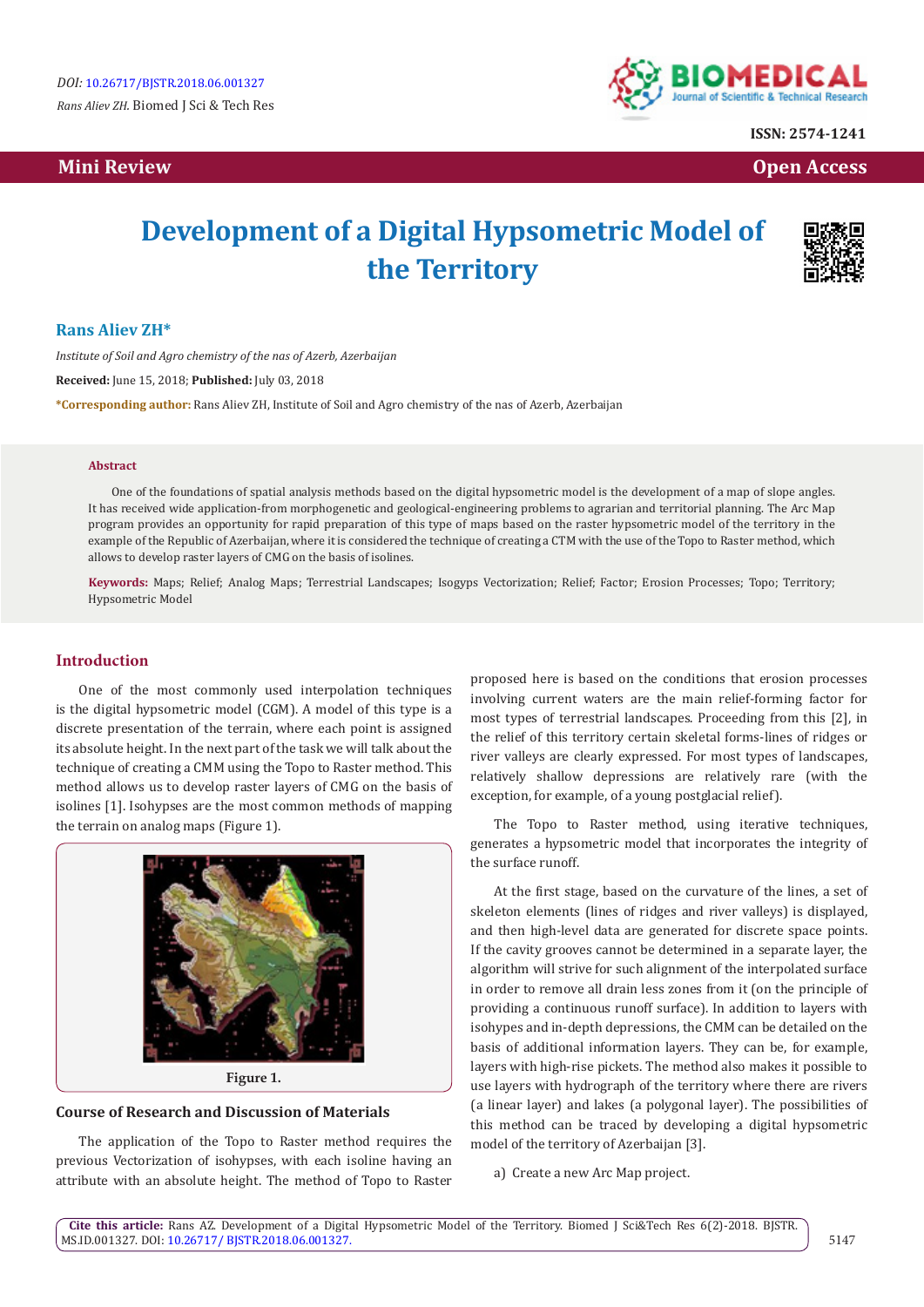DOI: 10.26717/BJSTR.2018.06.001327

*Rans Aliev ZH.* Biomed J Sci & Tech Res

ISSN: 2574-1241

**Mini Review** **Open Access**

# Development of a Digital Hypsometric Model of the Territory

**Rans Aliev ZH***

*Institute of Soil and Agro chemistry of the nas of Azerb, Azerbaijan*

**Received:** June 15, 2018; **Published:** July 03, 2018

***Corresponding author:** Rans Aliev ZH, Institute of Soil and Agro chemistry of the nas of Azerb, Azerbaijan

**Abstract**

One of the foundations of spatial analysis methods based on the digital hypsometric model is the development of a map of slope angles. It has received wide application-from morphogenetic and geological-engineering problems to agrarian and territorial planning. The Arc Map program provides an opportunity for rapid preparation of this type of maps based on the raster hypsometric model of the territory in the example of the Republic of Azerbaijan, where it is considered the technique of creating a CTM with the use of the Topo to Raster method, which allows to develop raster layers of CMG on the basis of isolines.

**Keywords:** Maps; Relief; Analog Maps; Terrestrial Landscapes; Isogyps Vectorization; Relief; Factor; Erosion Processes; Topo; Territory; Hypsometric Model

## Introduction

One of the most commonly used interpolation techniques is the digital hypsometric model (CGM). A model of this type is a discrete presentation of the terrain, where each point is assigned its absolute height. In the next part of the task we will talk about the technique of creating a CMM using the Topo to Raster method. This method allows us to develop raster layers of CMG on the basis of isolines [1]. Isohypses are the most common methods of mapping the terrain on analog maps (Figure 1).

Figure 1.

## Course of Research and Discussion of Materials

The application of the Topo to Raster method requires the previous Vectorization of isohypses, with each isoline having an attribute with an absolute height. The method of Topo to Raster proposed here is based on the conditions that erosion processes involving current waters are the main relief-forming factor for most types of terrestrial landscapes. Proceeding from this [2], in the relief of this territory certain skeletal forms-lines of ridges or river valleys are clearly expressed. For most types of landscapes, relatively shallow depressions are relatively rare (with the exception, for example, of a young postglacial relief).

The Topo to Raster method, using iterative techniques, generates a hypsometric model that incorporates the integrity of the surface runoff.

At the first stage, based on the curvature of the lines, a set of skeleton elements (lines of ridges and river valleys) is displayed, and then high-level data are generated for discrete space points. If the cavity grooves cannot be determined in a separate layer, the algorithm will strive for such alignment of the interpolated surface in order to remove all drain less zones from it (on the principle of providing a continuous runoff surface). In addition to layers with isohypses and in-depth depressions, the CMM can be detailed on the basis of additional information layers. They can be, for example, layers with high-rise pickets. The method also makes it possible to use layers with hydrograph of the territory where there are rivers (a linear layer) and lakes (a polygonal layer). The possibilities of this method can be traced by developing a digital hypsometric model of the territory of Azerbaijan [3].

a) Create a new Arc Map project.

**Cite this article:** Rans AZ. Development of a Digital Hypsometric Model of the Territory. Biomed J Sci&Tech Res 6(2)-2018. BJSTR. MS.ID.001327. DOI: 10.26717/ BJSTR.2018.06.001327.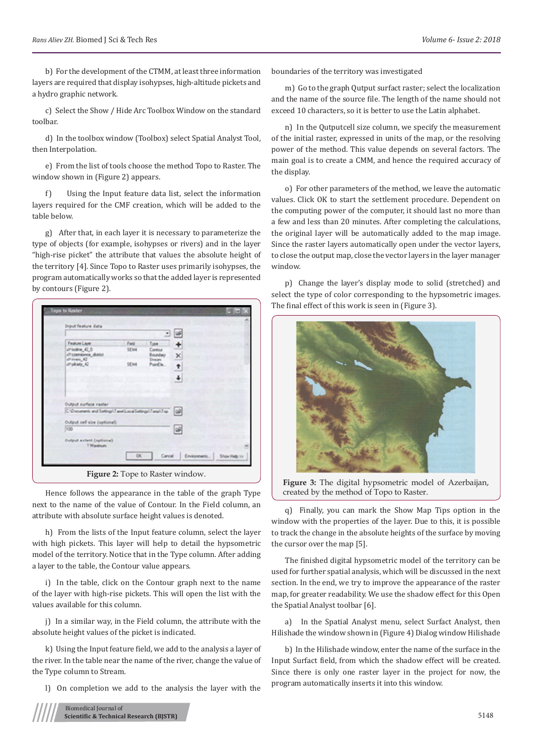b) For the development of the CTMM, at least three information layers are required that display isohypses, high-altitude pickets and a hydro graphic network.

c) Select the Show / Hide Arc Toolbox Window on the standard toolbar.

d) In the toolbox window (Toolbox) select Spatial Analyst Tool, then Interpolation.

e) From the list of tools choose the method Topo to Raster. The window shown in (Figure 2) appears.

f) Using the Input feature data list, select the information layers required for the CMF creation, which will be added to the table below.

g) After that, in each layer it is necessary to parameterize the type of objects (for example, isohypses or rivers) and in the layer "high-rise picket" the attribute that values the absolute height of the territory [4]. Since Topo to Raster uses primarily isohypses, the program automatically works so that the added layer is represented by contours (Figure 2).

**Figure 2:** Tope to Raster window.

Hence follows the appearance in the table of the graph Type next to the name of the value of Contour. In the Field column, an attribute with absolute surface height values is denoted.

h) From the lists of the Input feature column, select the layer with high pickets. This layer will help to detail the hypsometric model of the territory. Notice that in the Type column. After adding a layer to the table, the Contour value appears.

i) In the table, click on the Contour graph next to the name of the layer with high-rise pickets. This will open the list with the values available for this column.

j) In a similar way, in the Field column, the attribute with the absolute height values of the picket is indicated.

k) Using the Input feature field, we add to the analysis a layer of the river. In the table near the name of the river, change the value of the Type column to Stream.

l) On completion we add to the analysis the layer with the boundaries of the territory was investigated

m) Go to the graph Qutput surface raster; select the localization and the name of the source file. The length of the name should not exceed 10 characters, so it is better to use the Latin alphabet.

n) In the Qutputcell size column, we specify the measurement of the initial raster, expressed in units of the map, or the resolving power of the method. This value depends on several factors. The main goal is to create a CMM, and hence the required accuracy of the display.

o) For other parameters of the method, we leave the automatic values. Click OK to start the settlement procedure. Dependent on the computing power of the computer, it should last no more than a few and less than 20 minutes. After completing the calculations, the original layer will be automatically added to the map image. Since the raster layers automatically open under the vector layers, to close the output map, close the vector layers in the layer manager window.

p) Change the layer's display mode to solid (stretched) and select the type of color corresponding to the hypsometric images. The final effect of this work is seen in (Figure 3).

**Figure 3:** The digital hypsometric model of Azerbaijan, created by the method of Topo to Raster.

q) Finally, you can mark the Show Map Tips option in the window with the properties of the layer. Due to this, it is possible to track the change in the absolute heights of the surface by moving the cursor over the map [5].

The finished digital hypsometric model of the territory can be used for further spatial analysis, which will be discussed in the next section. In the end, we try to improve the appearance of the raster map, for greater readability. We use the shadow effect for this Open the Spatial Analyst toolbar [6].

a) In the Spatial Analyst menu, select Surface Analyst, then Hilishade the window shown in (Figure 4) Dialog window Hilishade

b) In the Hilishade window, enter the name of the surface in the Input Surface field, from which the shadow effect will be created. Since there is only one raster layer in the project for now, the program automatically inserts it into this window.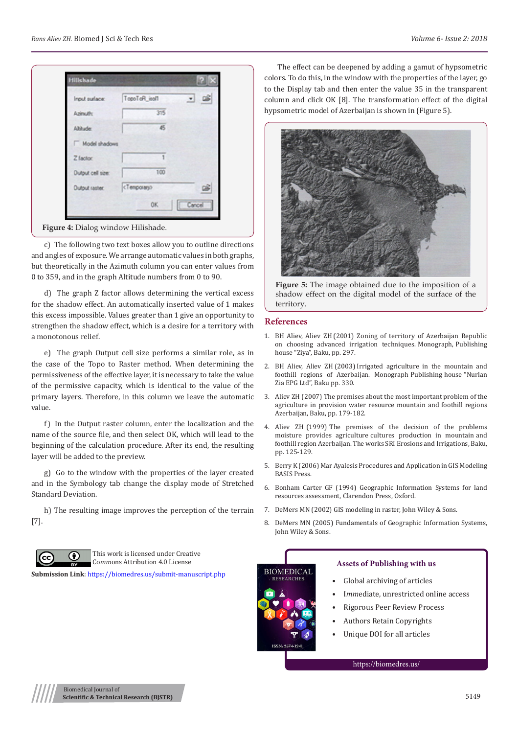Figure 4: Dialog window Hilishade.

c) The following two text boxes allow you to outline directions and angles of exposure. We arrange automatic values in both graphs, but theoretically in the Azimuth column you can enter values from 0 to 359, and in the graph Altitude numbers from 0 to 90.

d) The graph Z factor allows determining the vertical excess for the shadow effect. An automatically inserted value of 1 makes this excess impossible. Values greater than 1 give an opportunity to strengthen the shadow effect, which is a desire for a territory with a monotonous relief.

e) The graph Output cell size performs a similar role, as in the case of the Topo to Raster method. When determining the permissiveness of the effective layer, it is necessary to take the value of the permissive capacity, which is identical to the value of the primary layers. Therefore, in this column we leave the automatic value.

f) In the Output raster column, enter the localization and the name of the source file, and then select OK, which will lead to the beginning of the calculation procedure. After its end, the resulting layer will be added to the preview.

g) Go to the window with the properties of the layer created and in the Symbology tab change the display mode of Stretched Standard Deviation.

h) The resulting image improves the perception of the terrain [7].

The effect can be deepened by adding a gamut of hypsometric colors. To do this, in the window with the properties of the layer, go to the Display tab and then enter the value 35 in the transparent column and click OK [8]. The transformation effect of the digital hypsometric model of Azerbaijan is shown in (Figure 5).

Figure 5: The image obtained due to the imposition of a shadow effect on the digital model of the surface of the territory.

## References

1. BH Aliev, Aliev ZH (2001) Zoning of territory of Azerbaijan Republic on choosing advanced irrigation techniques. Monograph, Publishing house "Ziya", Baku, pp. 297.
2. BH Aliev, Aliev ZH (2003) Irrigated agriculture in the mountain and foothill regions of Azerbaijan. Monograph Publishing house "Nurlan Zia EPG Ltd", Baku pp. 330.
3. Aliev ZH (2007) The premises about the most important problem of the agriculture in provision water resource mountain and foothill regions Azerbaijan, Baku, pp. 179-182.
4. Aliev ZH (1999) The premises of the decision of the problems moisture provides agriculture cultures production in mountain and foothill region Azerbaijan. The works SRI Erosions and Irrigations, Baku, pp. 125-129.
5. Berry K (2006) Mar Ayalesis Procedures and Application in GIS Modeling BASIS Press.
6. Bonham Carter GF (1994) Geographic Information Systems for land resources assessment, Clarendon Press, Oxford.
7. DeMers MN (2002) GIS modeling in raster, John Wiley & Sons.
8. DeMers MN (2005) Fundamentals of Geographic Information Systems, John Wiley & Sons.

This work is licensed under Creative Commons Attribution 4.0 License

**Submission Link**: https://biomedres.us/submit-manuscript.php

### Assets of Publishing with us

- Global archiving of articles
- Immediate, unrestricted online access
- Rigorous Peer Review Process
- Authors Retain Copyrights
- Unique DOI for all articles

https://biomedres.us/